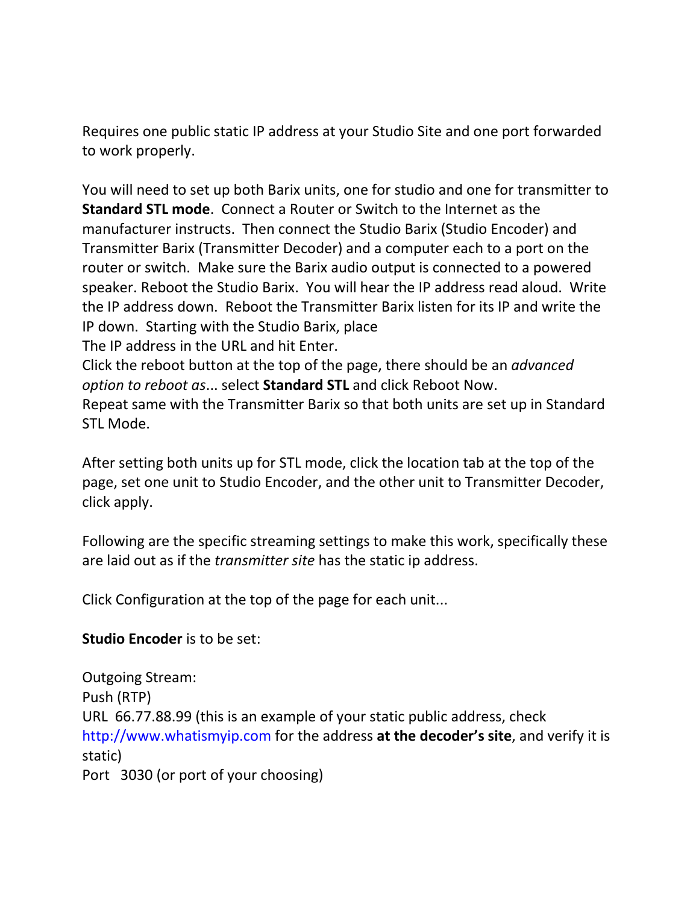Requires one public static IP address at your Studio Site and one port forwarded to work properly.

You will need to set up both Barix units, one for studio and one for transmitter to **Standard STL mode**. Connect a Router or Switch to the Internet as the manufacturer instructs. Then connect the Studio Barix (Studio Encoder) and Transmitter Barix (Transmitter Decoder) and a computer each to a port on the router or switch. Make sure the Barix audio output is connected to a powered speaker. Reboot the Studio Barix. You will hear the IP address read aloud. Write the IP address down. Reboot the Transmitter Barix listen for its IP and write the IP down. Starting with the Studio Barix, place
The IP address in the URL and hit Enter.
Click the reboot button at the top of the page, there should be an *advanced option to reboot as*... select **Standard STL** and click Reboot Now.
Repeat same with the Transmitter Barix so that both units are set up in Standard STL Mode.

After setting both units up for STL mode, click the location tab at the top of the page, set one unit to Studio Encoder, and the other unit to Transmitter Decoder, click apply.

Following are the specific streaming settings to make this work, specifically these are laid out as if the *transmitter site* has the static ip address.

Click Configuration at the top of the page for each unit...

**Studio Encoder** is to be set:

Outgoing Stream:
Push (RTP)
URL 66.77.88.99 (this is an example of your static public address, check http://www.whatismyip.com for the address **at the decoder's site**, and verify it is static)
Port 3030 (or port of your choosing)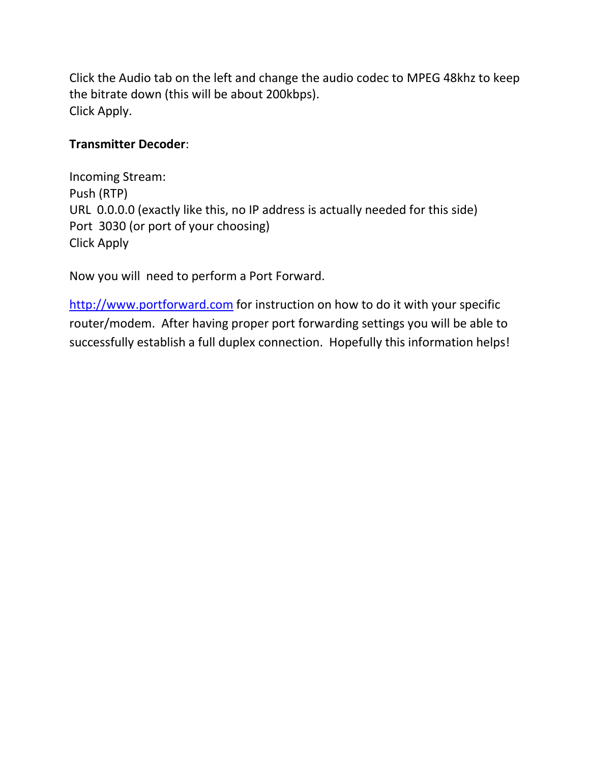Click the Audio tab on the left and change the audio codec to MPEG 48khz to keep the bitrate down (this will be about 200kbps).
Click Apply.

**Transmitter Decoder**:

Incoming Stream:
Push (RTP)
URL 0.0.0.0 (exactly like this, no IP address is actually needed for this side)
Port 3030 (or port of your choosing)
Click Apply

Now you will need to perform a Port Forward.

[http://www.portforward.com](http://www.portforward.com) for instruction on how to do it with your specific router/modem. After having proper port forwarding settings you will be able to successfully establish a full duplex connection. Hopefully this information helps!